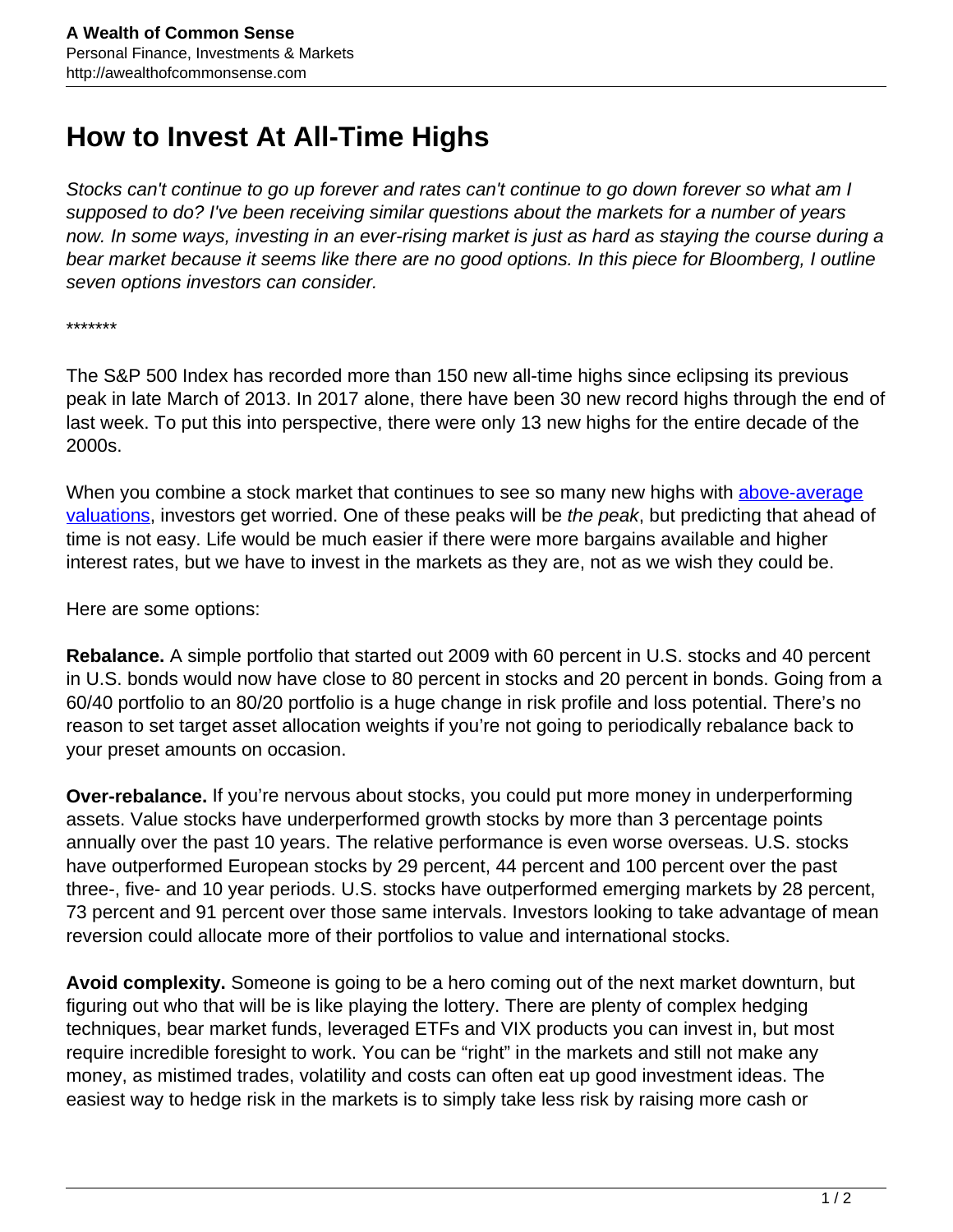# How to Invest At All-Time Highs

*Stocks can't continue to go up forever and rates can't continue to go down forever so what am I supposed to do? I've been receiving similar questions about the markets for a number of years now. In some ways, investing in an ever-rising market is just as hard as staying the course during a bear market because it seems like there are no good options. In this piece for Bloomberg, I outline seven options investors can consider.*

*******

The S&P 500 Index has recorded more than 150 new all-time highs since eclipsing its previous peak in late March of 2013. In 2017 alone, there have been 30 new record highs through the end of last week. To put this into perspective, there were only 13 new highs for the entire decade of the 2000s.

When you combine a stock market that continues to see so many new highs with [above-average valuations](), investors get worried. One of these peaks will be *the peak*, but predicting that ahead of time is not easy. Life would be much easier if there were more bargains available and higher interest rates, but we have to invest in the markets as they are, not as we wish they could be.

Here are some options:

**Rebalance.** A simple portfolio that started out 2009 with 60 percent in U.S. stocks and 40 percent in U.S. bonds would now have close to 80 percent in stocks and 20 percent in bonds. Going from a 60/40 portfolio to an 80/20 portfolio is a huge change in risk profile and loss potential. There's no reason to set target asset allocation weights if you're not going to periodically rebalance back to your preset amounts on occasion.

**Over-rebalance.** If you're nervous about stocks, you could put more money in underperforming assets. Value stocks have underperformed growth stocks by more than 3 percentage points annually over the past 10 years. The relative performance is even worse overseas. U.S. stocks have outperformed European stocks by 29 percent, 44 percent and 100 percent over the past three-, five- and 10 year periods. U.S. stocks have outperformed emerging markets by 28 percent, 73 percent and 91 percent over those same intervals. Investors looking to take advantage of mean reversion could allocate more of their portfolios to value and international stocks.

**Avoid complexity.** Someone is going to be a hero coming out of the next market downturn, but figuring out who that will be is like playing the lottery. There are plenty of complex hedging techniques, bear market funds, leveraged ETFs and VIX products you can invest in, but most require incredible foresight to work. You can be "right" in the markets and still not make any money, as mistimed trades, volatility and costs can often eat up good investment ideas. The easiest way to hedge risk in the markets is to simply take less risk by raising more cash or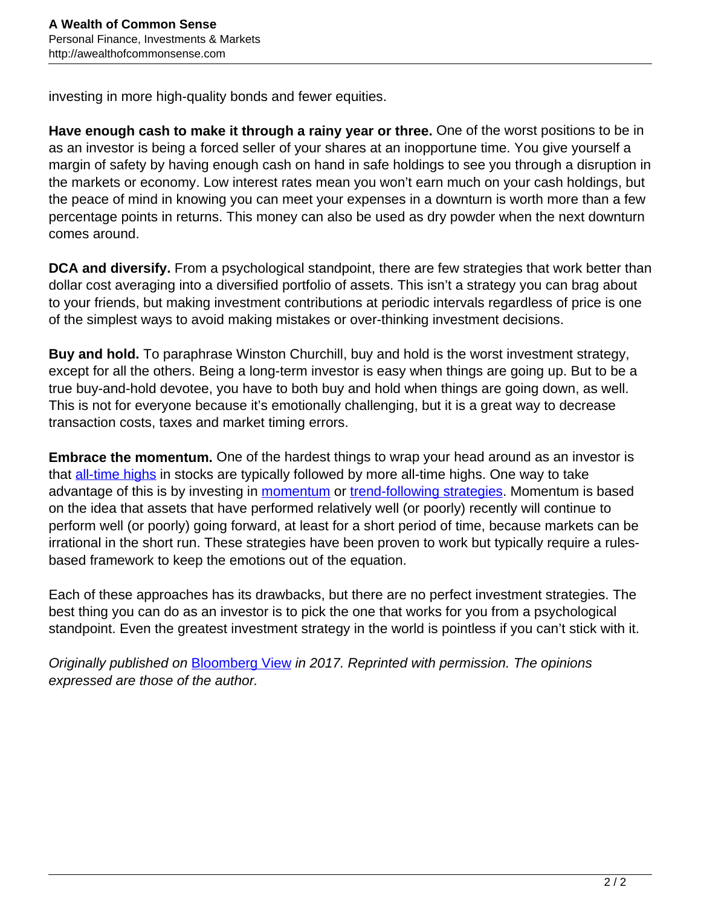investing in more high-quality bonds and fewer equities.

**Have enough cash to make it through a rainy year or three.** One of the worst positions to be in as an investor is being a forced seller of your shares at an inopportune time. You give yourself a margin of safety by having enough cash on hand in safe holdings to see you through a disruption in the markets or economy. Low interest rates mean you won't earn much on your cash holdings, but the peace of mind in knowing you can meet your expenses in a downturn is worth more than a few percentage points in returns. This money can also be used as dry powder when the next downturn comes around.

**DCA and diversify.** From a psychological standpoint, there are few strategies that work better than dollar cost averaging into a diversified portfolio of assets. This isn't a strategy you can brag about to your friends, but making investment contributions at periodic intervals regardless of price is one of the simplest ways to avoid making mistakes or over-thinking investment decisions.

**Buy and hold.** To paraphrase Winston Churchill, buy and hold is the worst investment strategy, except for all the others. Being a long-term investor is easy when things are going up. But to be a true buy-and-hold devotee, you have to both buy and hold when things are going down, as well. This is not for everyone because it's emotionally challenging, but it is a great way to decrease transaction costs, taxes and market timing errors.

**Embrace the momentum.** One of the hardest things to wrap your head around as an investor is that all-time highs in stocks are typically followed by more all-time highs. One way to take advantage of this is by investing in momentum or trend-following strategies. Momentum is based on the idea that assets that have performed relatively well (or poorly) recently will continue to perform well (or poorly) going forward, at least for a short period of time, because markets can be irrational in the short run. These strategies have been proven to work but typically require a rules-based framework to keep the emotions out of the equation.

Each of these approaches has its drawbacks, but there are no perfect investment strategies. The best thing you can do as an investor is to pick the one that works for you from a psychological standpoint. Even the greatest investment strategy in the world is pointless if you can't stick with it.

*Originally published on Bloomberg View in 2017. Reprinted with permission. The opinions expressed are those of the author.*